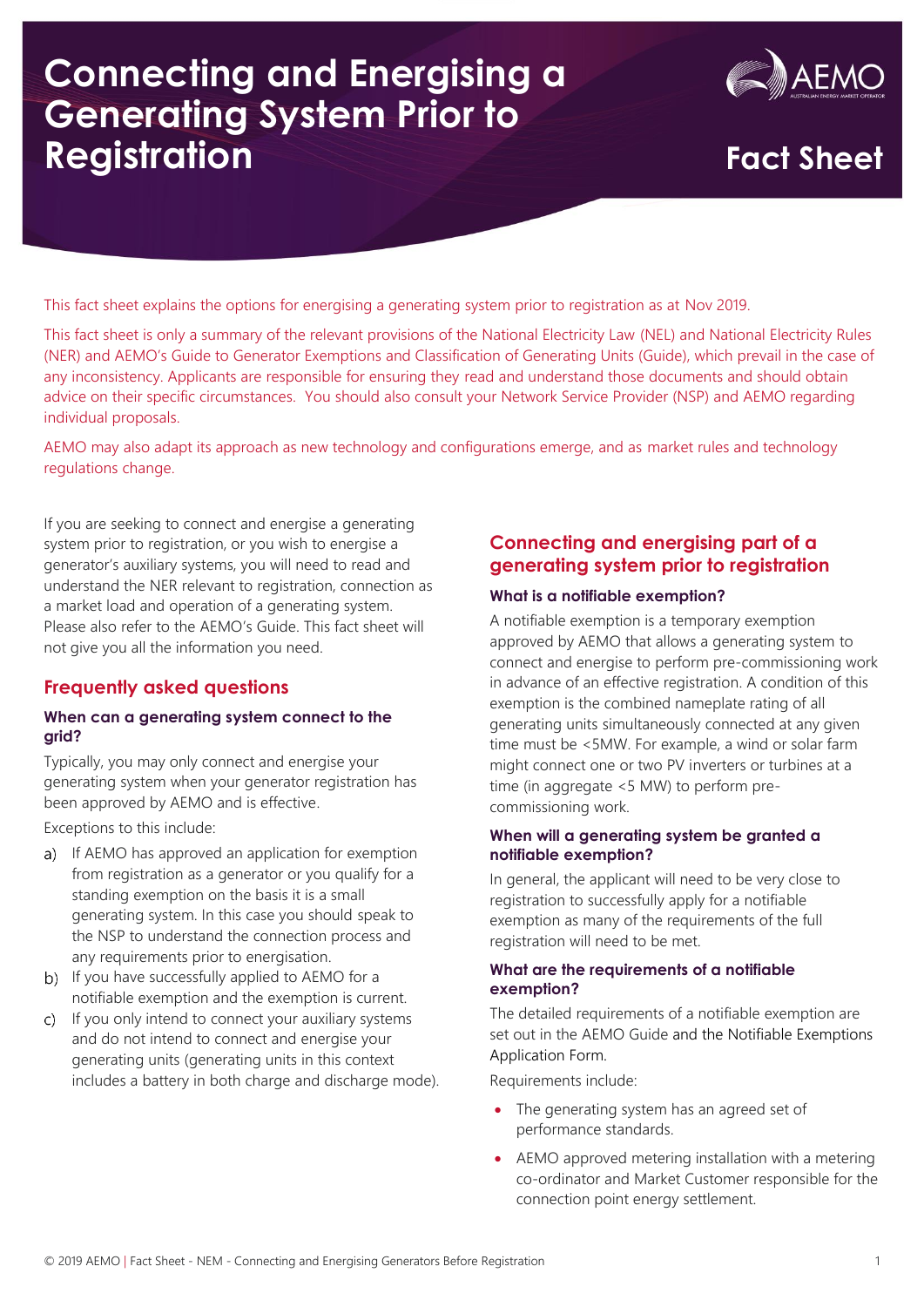# Connecting and Energising a Generating System Prior to Registration

**Fact Sheet**

This fact sheet explains the options for energising a generating system prior to registration as at Nov 2019.

This fact sheet is only a summary of the relevant provisions of the National Electricity Law (NEL) and National Electricity Rules (NER) and AEMO's Guide to Generator Exemptions and Classification of Generating Units (Guide), which prevail in the case of any inconsistency. Applicants are responsible for ensuring they read and understand those documents and should obtain advice on their specific circumstances. You should also consult your Network Service Provider (NSP) and AEMO regarding individual proposals.

AEMO may also adapt its approach as new technology and configurations emerge, and as market rules and technology regulations change.

If you are seeking to connect and energise a generating system prior to registration, or you wish to energise a generator's auxiliary systems, you will need to read and understand the NER relevant to registration, connection as a market load and operation of a generating system. Please also refer to the AEMO's Guide. This fact sheet will not give you all the information you need.

## Frequently asked questions

### When can a generating system connect to the grid?

Typically, you may only connect and energise your generating system when your generator registration has been approved by AEMO and is effective.

Exceptions to this include:

a) If AEMO has approved an application for exemption from registration as a generator or you qualify for a standing exemption on the basis it is a small generating system. In this case you should speak to the NSP to understand the connection process and any requirements prior to energisation.

b) If you have successfully applied to AEMO for a notifiable exemption and the exemption is current.

c) If you only intend to connect your auxiliary systems and do not intend to connect and energise your generating units (generating units in this context includes a battery in both charge and discharge mode).

## Connecting and energising part of a generating system prior to registration

### What is a notifiable exemption?

A notifiable exemption is a temporary exemption approved by AEMO that allows a generating system to connect and energise to perform pre-commissioning work in advance of an effective registration. A condition of this exemption is the combined nameplate rating of all generating units simultaneously connected at any given time must be <5MW. For example, a wind or solar farm might connect one or two PV inverters or turbines at a time (in aggregate <5 MW) to perform pre-commissioning work.

### When will a generating system be granted a notifiable exemption?

In general, the applicant will need to be very close to registration to successfully apply for a notifiable exemption as many of the requirements of the full registration will need to be met.

### What are the requirements of a notifiable exemption?

The detailed requirements of a notifiable exemption are set out in the AEMO Guide and the Notifiable Exemptions Application Form.

Requirements include:

- The generating system has an agreed set of performance standards.
- AEMO approved metering installation with a metering co-ordinator and Market Customer responsible for the connection point energy settlement.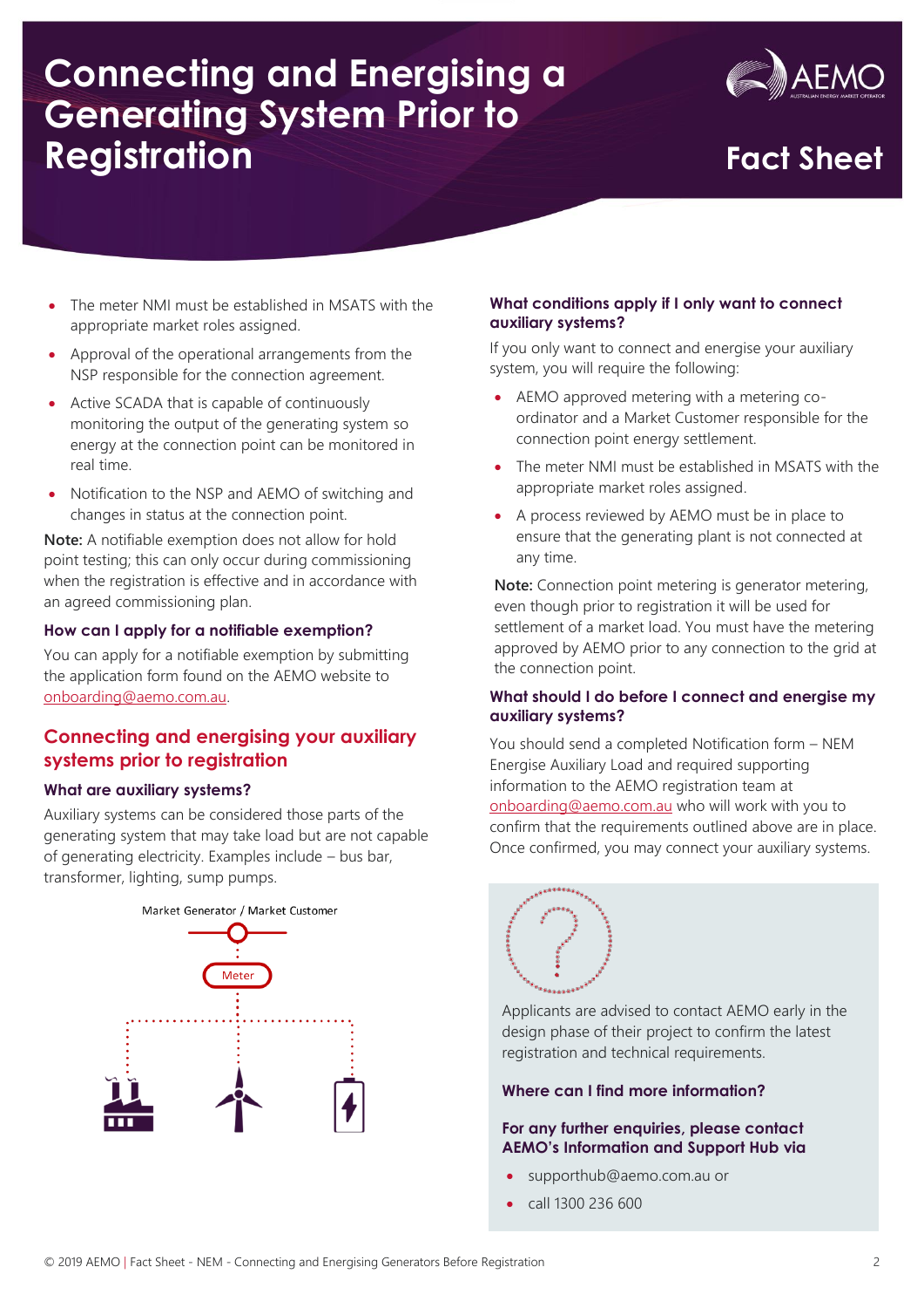# Connecting and Energising a Generating System Prior to Registration

## Fact Sheet

- The meter NMI must be established in MSATS with the appropriate market roles assigned.
- Approval of the operational arrangements from the NSP responsible for the connection agreement.
- Active SCADA that is capable of continuously monitoring the output of the generating system so energy at the connection point can be monitored in real time.
- Notification to the NSP and AEMO of switching and changes in status at the connection point.

**Note:** A notifiable exemption does not allow for hold point testing; this can only occur during commissioning when the registration is effective and in accordance with an agreed commissioning plan.

### How can I apply for a notifiable exemption?

You can apply for a notifiable exemption by submitting the application form found on the AEMO website to onboarding@aemo.com.au.

## Connecting and energising your auxiliary systems prior to registration

### What are auxiliary systems?

Auxiliary systems can be considered those parts of the generating system that may take load but are not capable of generating electricity. Examples include – bus bar, transformer, lighting, sump pumps.

Market Generator / Market Customer

Meter

### What conditions apply if I only want to connect auxiliary systems?

If you only want to connect and energise your auxiliary system, you will require the following:

- AEMO approved metering with a metering co-ordinator and a Market Customer responsible for the connection point energy settlement.
- The meter NMI must be established in MSATS with the appropriate market roles assigned.
- A process reviewed by AEMO must be in place to ensure that the generating plant is not connected at any time.

**Note:** Connection point metering is generator metering, even though prior to registration it will be used for settlement of a market load. You must have the metering approved by AEMO prior to any connection to the grid at the connection point.

### What should I do before I connect and energise my auxiliary systems?

You should send a completed Notification form – NEM Energise Auxiliary Load and required supporting information to the AEMO registration team at onboarding@aemo.com.au who will work with you to confirm that the requirements outlined above are in place. Once confirmed, you may connect your auxiliary systems.

Applicants are advised to contact AEMO early in the design phase of their project to confirm the latest registration and technical requirements.

### Where can I find more information?

**For any further enquiries, please contact AEMO's Information and Support Hub via**

- supporthub@aemo.com.au or
- call 1300 236 600

© 2019 AEMO | Fact Sheet - NEM - Connecting and Energising Generators Before Registration